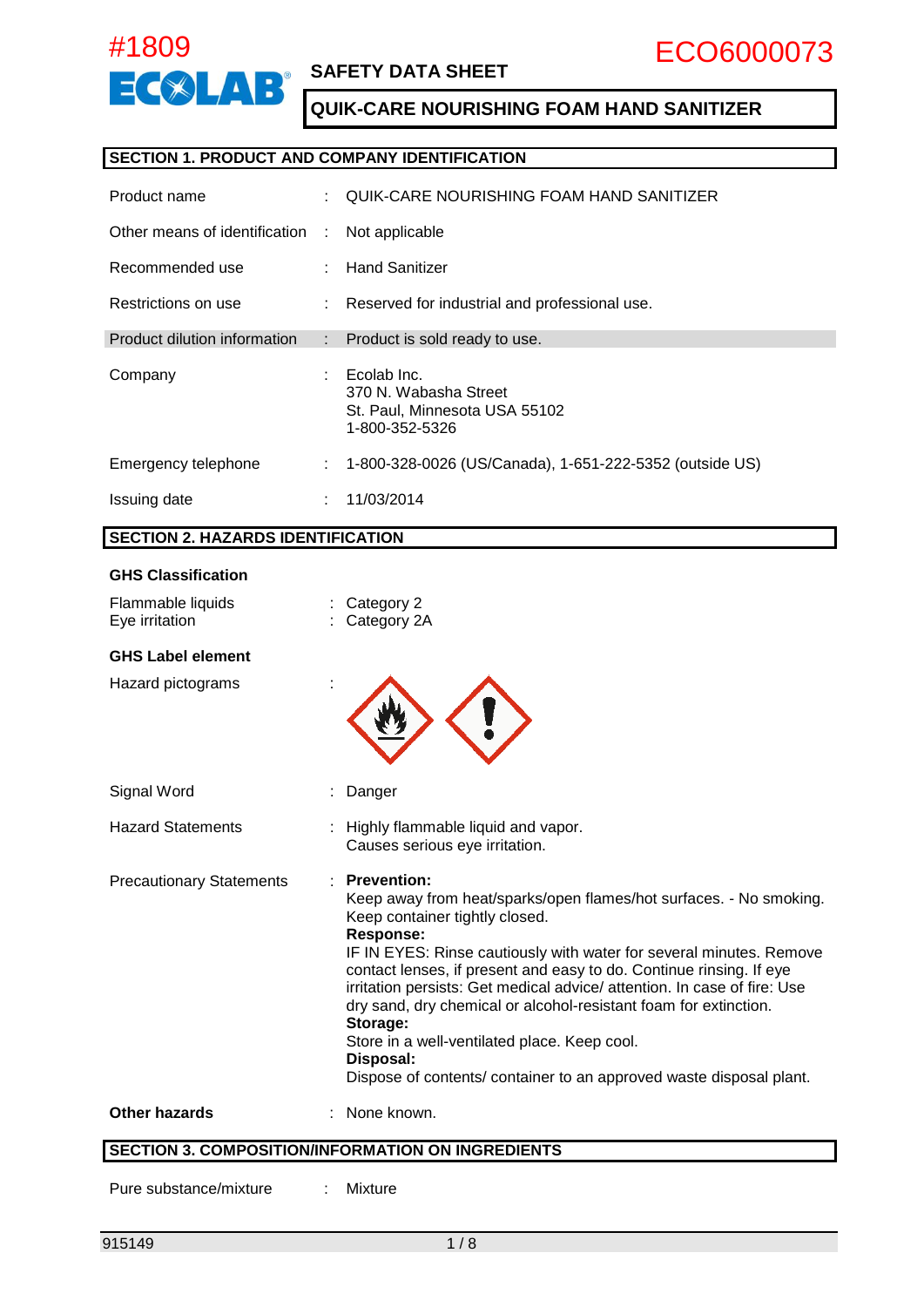#1809

ECOLAB

# SAFETY DATA SHEET

ECO6000073

## QUIK-CARE NOURISHING FOAM HAND SANITIZER

### SECTION 1. PRODUCT AND COMPANY IDENTIFICATION

| | | |
|---|---|---|
| Product name | : | QUIK-CARE NOURISHING FOAM HAND SANITIZER |
| Other means of identification | : | Not applicable |
| Recommended use | : | Hand Sanitizer |
| Restrictions on use | : | Reserved for industrial and professional use. |
| Product dilution information | : | Product is sold ready to use. |
| Company | : | Ecolab Inc.<br>370 N. Wabasha Street<br>St. Paul, Minnesota USA 55102<br>1-800-352-5326 |
| Emergency telephone | : | 1-800-328-0026 (US/Canada), 1-651-222-5352 (outside US) |
| Issuing date | : | 11/03/2014 |

### SECTION 2. HAZARDS IDENTIFICATION

**GHS Classification**

| | | |
|---|---|---|
| Flammable liquids | : | Category 2 |
| Eye irritation | : | Category 2A |

**GHS Label element**

Hazard pictograms :

Signal Word : Danger

Hazard Statements : Highly flammable liquid and vapor.
Causes serious eye irritation.

Precautionary Statements :

**Prevention:**
Keep away from heat/sparks/open flames/hot surfaces. - No smoking.
Keep container tightly closed.

**Response:**
IF IN EYES: Rinse cautiously with water for several minutes. Remove contact lenses, if present and easy to do. Continue rinsing. If eye irritation persists: Get medical advice/ attention. In case of fire: Use dry sand, dry chemical or alcohol-resistant foam for extinction.

**Storage:**
Store in a well-ventilated place. Keep cool.

**Disposal:**
Dispose of contents/ container to an approved waste disposal plant.

**Other hazards** : None known.

### SECTION 3. COMPOSITION/INFORMATION ON INGREDIENTS

Pure substance/mixture : Mixture

915149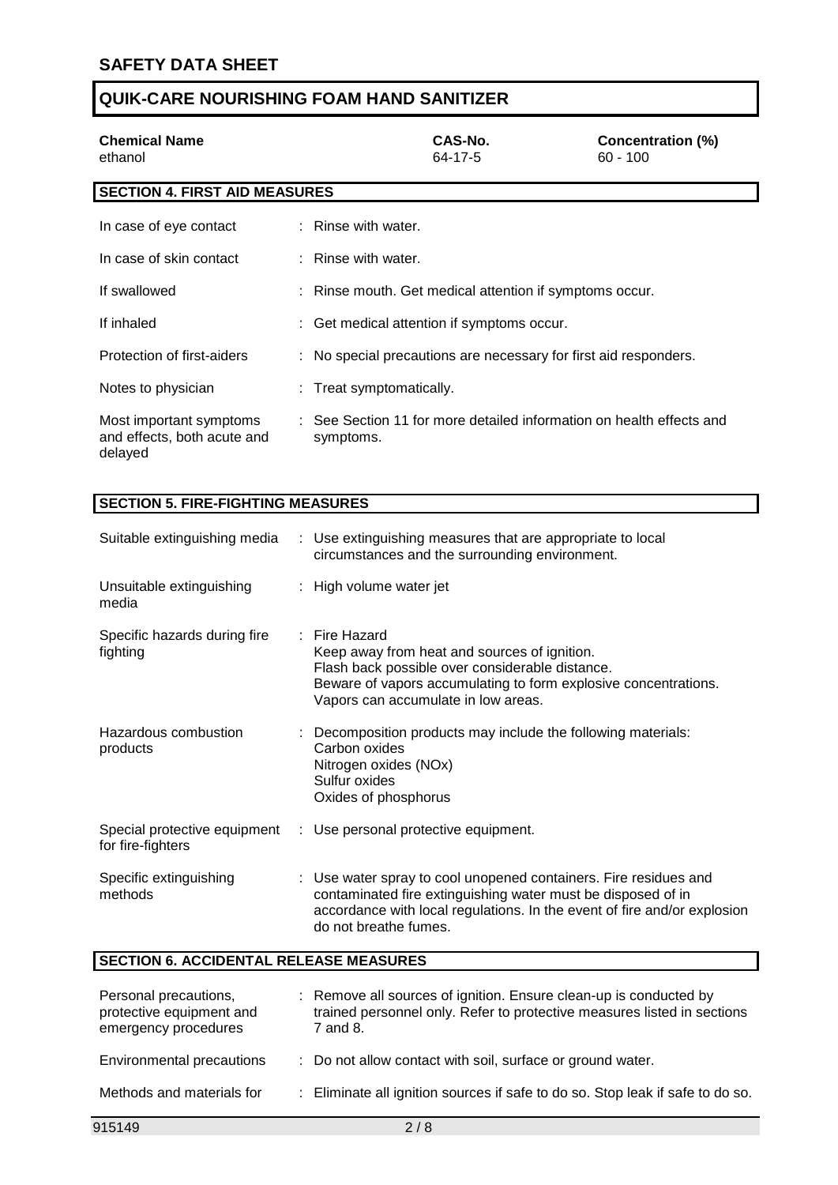| Chemical Name | CAS-No. | Concentration (%) |
| --- | --- | --- |
| ethanol | 64-17-5 | 60 - 100 |

## SECTION 4. FIRST AID MEASURES

| | |
| --- | --- |
| In case of eye contact | : Rinse with water. |
| In case of skin contact | : Rinse with water. |
| If swallowed | : Rinse mouth. Get medical attention if symptoms occur. |
| If inhaled | : Get medical attention if symptoms occur. |
| Protection of first-aiders | : No special precautions are necessary for first aid responders. |
| Notes to physician | : Treat symptomatically. |
| Most important symptoms and effects, both acute and delayed | : See Section 11 for more detailed information on health effects and symptoms. |

## SECTION 5. FIRE-FIGHTING MEASURES

| | |
| --- | --- |
| Suitable extinguishing media | : Use extinguishing measures that are appropriate to local circumstances and the surrounding environment. |
| Unsuitable extinguishing media | : High volume water jet |
| Specific hazards during fire fighting | : Fire Hazard<br>Keep away from heat and sources of ignition.<br>Flash back possible over considerable distance.<br>Beware of vapors accumulating to form explosive concentrations.<br>Vapors can accumulate in low areas. |
| Hazardous combustion products | : Decomposition products may include the following materials:<br>Carbon oxides<br>Nitrogen oxides (NOx)<br>Sulfur oxides<br>Oxides of phosphorus |
| Special protective equipment for fire-fighters | : Use personal protective equipment. |
| Specific extinguishing methods | : Use water spray to cool unopened containers. Fire residues and contaminated fire extinguishing water must be disposed of in accordance with local regulations. In the event of fire and/or explosion do not breathe fumes. |

## SECTION 6. ACCIDENTAL RELEASE MEASURES

| | |
| --- | --- |
| Personal precautions, protective equipment and emergency procedures | : Remove all sources of ignition. Ensure clean-up is conducted by trained personnel only. Refer to protective measures listed in sections 7 and 8. |
| Environmental precautions | : Do not allow contact with soil, surface or ground water. |
| Methods and materials for | : Eliminate all ignition sources if safe to do so. Stop leak if safe to do so. |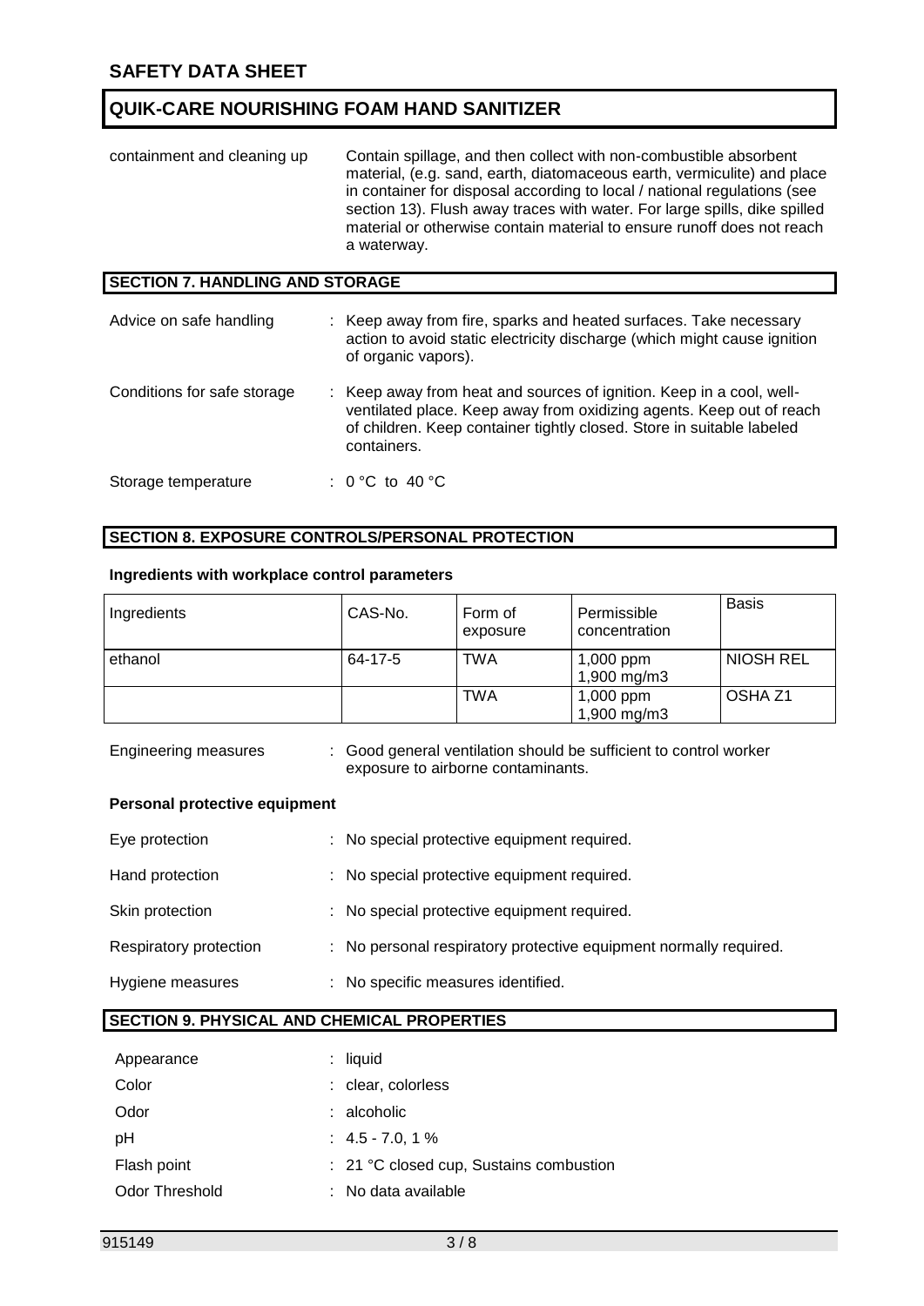containment and cleaning up — Contain spillage, and then collect with non-combustible absorbent material, (e.g. sand, earth, diatomaceous earth, vermiculite) and place in container for disposal according to local / national regulations (see section 13). Flush away traces with water. For large spills, dike spilled material or otherwise contain material to ensure runoff does not reach a waterway.

## SECTION 7. HANDLING AND STORAGE

Advice on safe handling : Keep away from fire, sparks and heated surfaces. Take necessary action to avoid static electricity discharge (which might cause ignition of organic vapors).

Conditions for safe storage : Keep away from heat and sources of ignition. Keep in a cool, well-ventilated place. Keep away from oxidizing agents. Keep out of reach of children. Keep container tightly closed. Store in suitable labeled containers.

Storage temperature : 0 °C to 40 °C

## SECTION 8. EXPOSURE CONTROLS/PERSONAL PROTECTION

**Ingredients with workplace control parameters**

| Ingredients | CAS-No. | Form of exposure | Permissible concentration | Basis |
|---|---|---|---|---|
| ethanol | 64-17-5 | TWA | 1,000 ppm<br>1,900 mg/m3 | NIOSH REL |
| | | TWA | 1,000 ppm<br>1,900 mg/m3 | OSHA Z1 |

Engineering measures : Good general ventilation should be sufficient to control worker exposure to airborne contaminants.

**Personal protective equipment**

Eye protection : No special protective equipment required.

Hand protection : No special protective equipment required.

Skin protection : No special protective equipment required.

Respiratory protection : No personal respiratory protective equipment normally required.

Hygiene measures : No specific measures identified.

## SECTION 9. PHYSICAL AND CHEMICAL PROPERTIES

Appearance : liquid

Color : clear, colorless

Odor : alcoholic

pH : 4.5 - 7.0, 1 %

Flash point : 21 °C closed cup, Sustains combustion

Odor Threshold : No data available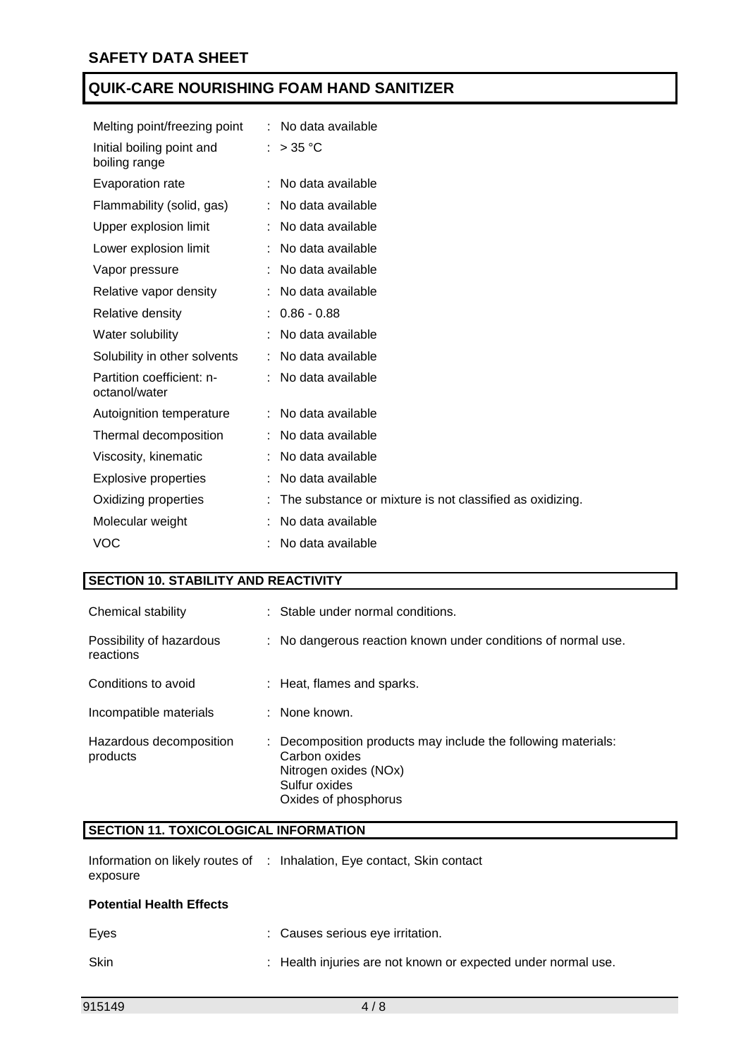| | | |
|---|---|---|
| Melting point/freezing point | : | No data available |
| Initial boiling point and boiling range | : | > 35 °C |
| Evaporation rate | : | No data available |
| Flammability (solid, gas) | : | No data available |
| Upper explosion limit | : | No data available |
| Lower explosion limit | : | No data available |
| Vapor pressure | : | No data available |
| Relative vapor density | : | No data available |
| Relative density | : | 0.86 - 0.88 |
| Water solubility | : | No data available |
| Solubility in other solvents | : | No data available |
| Partition coefficient: n-octanol/water | : | No data available |
| Autoignition temperature | : | No data available |
| Thermal decomposition | : | No data available |
| Viscosity, kinematic | : | No data available |
| Explosive properties | : | No data available |
| Oxidizing properties | : | The substance or mixture is not classified as oxidizing. |
| Molecular weight | : | No data available |
| VOC | : | No data available |

## SECTION 10. STABILITY AND REACTIVITY

| | | |
|---|---|---|
| Chemical stability | : | Stable under normal conditions. |
| Possibility of hazardous reactions | : | No dangerous reaction known under conditions of normal use. |
| Conditions to avoid | : | Heat, flames and sparks. |
| Incompatible materials | : | None known. |
| Hazardous decomposition products | : | Decomposition products may include the following materials:<br>Carbon oxides<br>Nitrogen oxides (NOx)<br>Sulfur oxides<br>Oxides of phosphorus |

## SECTION 11. TOXICOLOGICAL INFORMATION

| | | |
|---|---|---|
| Information on likely routes of exposure | : | Inhalation, Eye contact, Skin contact |

**Potential Health Effects**

| | | |
|---|---|---|
| Eyes | : | Causes serious eye irritation. |
| Skin | : | Health injuries are not known or expected under normal use. |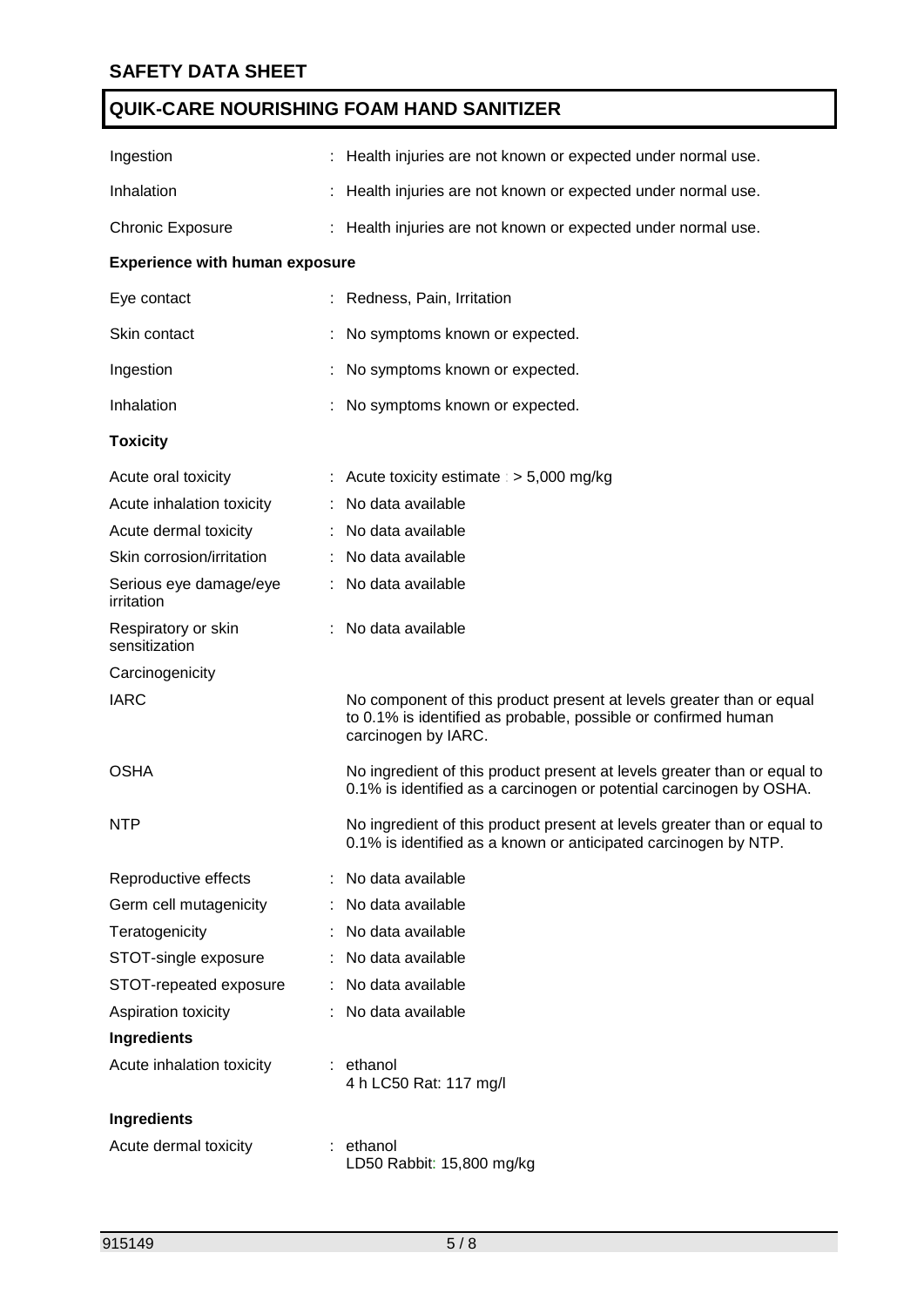| | |
|---|---|
| Ingestion | : Health injuries are not known or expected under normal use. |
| Inhalation | : Health injuries are not known or expected under normal use. |
| Chronic Exposure | : Health injuries are not known or expected under normal use. |

**Experience with human exposure**

| | |
|---|---|
| Eye contact | : Redness, Pain, Irritation |
| Skin contact | : No symptoms known or expected. |
| Ingestion | : No symptoms known or expected. |
| Inhalation | : No symptoms known or expected. |

**Toxicity**

| | |
|---|---|
| Acute oral toxicity | : Acute toxicity estimate : > 5,000 mg/kg |
| Acute inhalation toxicity | : No data available |
| Acute dermal toxicity | : No data available |
| Skin corrosion/irritation | : No data available |
| Serious eye damage/eye irritation | : No data available |
| Respiratory or skin sensitization | : No data available |
| Carcinogenicity | |
| IARC | No component of this product present at levels greater than or equal to 0.1% is identified as probable, possible or confirmed human carcinogen by IARC. |
| OSHA | No ingredient of this product present at levels greater than or equal to 0.1% is identified as a carcinogen or potential carcinogen by OSHA. |
| NTP | No ingredient of this product present at levels greater than or equal to 0.1% is identified as a known or anticipated carcinogen by NTP. |
| Reproductive effects | : No data available |
| Germ cell mutagenicity | : No data available |
| Teratogenicity | : No data available |
| STOT-single exposure | : No data available |
| STOT-repeated exposure | : No data available |
| Aspiration toxicity | : No data available |

**Ingredients**

| | |
|---|---|
| Acute inhalation toxicity | : ethanol<br>4 h LC50 Rat: 117 mg/l |

**Ingredients**

| | |
|---|---|
| Acute dermal toxicity | : ethanol<br>LD50 Rabbit: 15,800 mg/kg |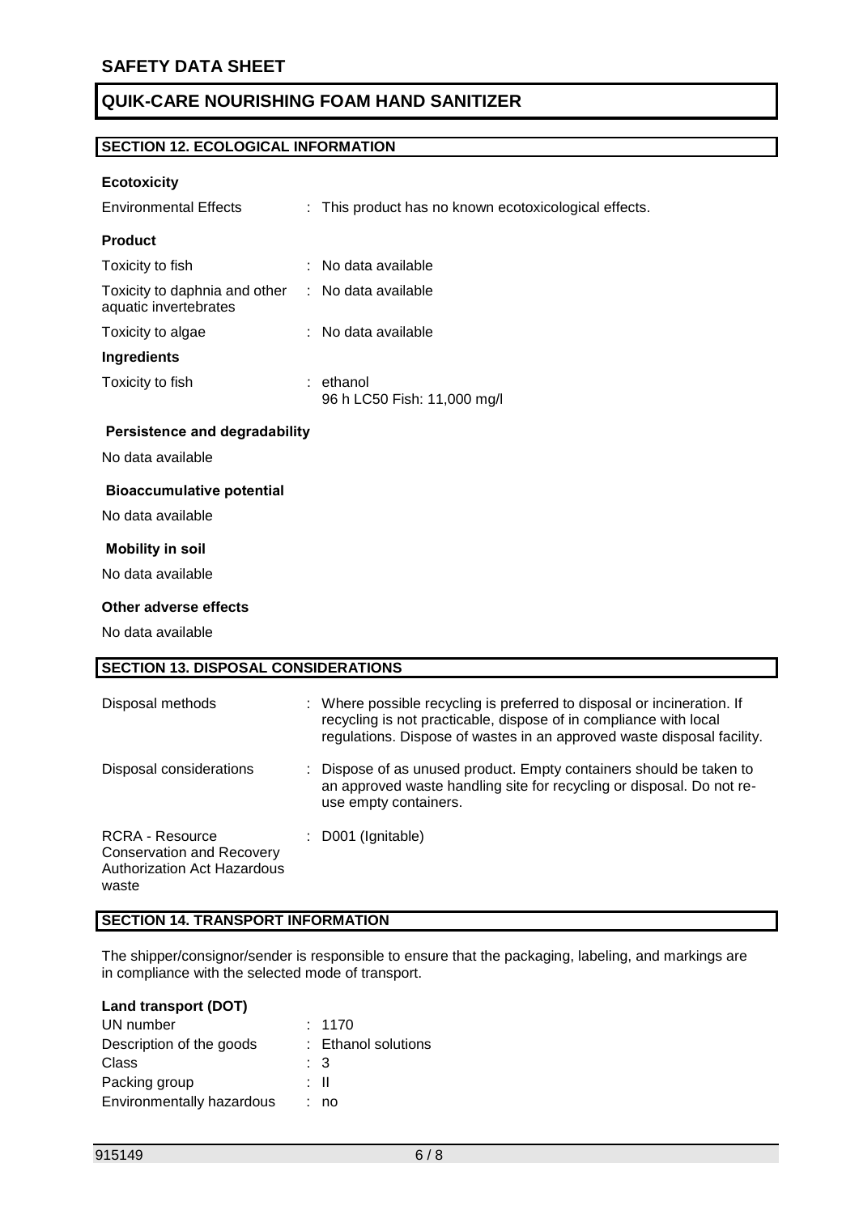## SECTION 12. ECOLOGICAL INFORMATION

**Ecotoxicity**

| | |
|---|---|
| Environmental Effects | : This product has no known ecotoxicological effects. |

**Product**

| | |
|---|---|
| Toxicity to fish | : No data available |
| Toxicity to daphnia and other aquatic invertebrates | : No data available |
| Toxicity to algae | : No data available |

**Ingredients**

| | |
|---|---|
| Toxicity to fish | : ethanol<br>96 h LC50 Fish: 11,000 mg/l |

**Persistence and degradability**

No data available

**Bioaccumulative potential**

No data available

**Mobility in soil**

No data available

**Other adverse effects**

No data available

## SECTION 13. DISPOSAL CONSIDERATIONS

| | |
|---|---|
| Disposal methods | : Where possible recycling is preferred to disposal or incineration. If recycling is not practicable, dispose of in compliance with local regulations. Dispose of wastes in an approved waste disposal facility. |
| Disposal considerations | : Dispose of as unused product. Empty containers should be taken to an approved waste handling site for recycling or disposal. Do not re-use empty containers. |
| RCRA - Resource Conservation and Recovery Authorization Act Hazardous waste | : D001 (Ignitable) |

## SECTION 14. TRANSPORT INFORMATION

The shipper/consignor/sender is responsible to ensure that the packaging, labeling, and markings are in compliance with the selected mode of transport.

**Land transport (DOT)**

| | |
|---|---|
| UN number | : 1170 |
| Description of the goods | : Ethanol solutions |
| Class | : 3 |
| Packing group | : II |
| Environmentally hazardous | : no |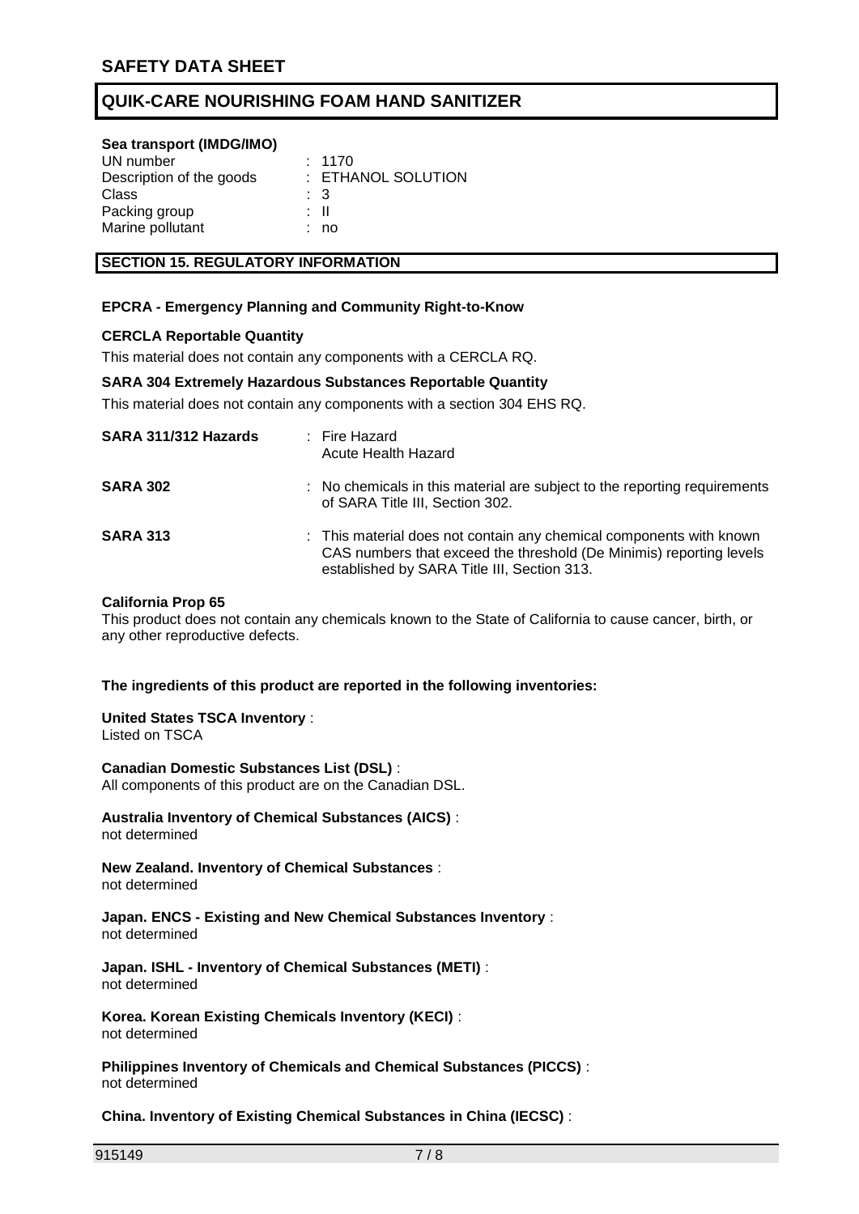**Sea transport (IMDG/IMO)**

| | |
|---|---|
| UN number | : 1170 |
| Description of the goods | : ETHANOL SOLUTION |
| Class | : 3 |
| Packing group | : II |
| Marine pollutant | : no |

## SECTION 15. REGULATORY INFORMATION

**EPCRA - Emergency Planning and Community Right-to-Know**

**CERCLA Reportable Quantity**

This material does not contain any components with a CERCLA RQ.

**SARA 304 Extremely Hazardous Substances Reportable Quantity**

This material does not contain any components with a section 304 EHS RQ.

| | |
|---|---|
| **SARA 311/312 Hazards** | : Fire Hazard<br>Acute Health Hazard |
| **SARA 302** | : No chemicals in this material are subject to the reporting requirements of SARA Title III, Section 302. |
| **SARA 313** | : This material does not contain any chemical components with known CAS numbers that exceed the threshold (De Minimis) reporting levels established by SARA Title III, Section 313. |

**California Prop 65**

This product does not contain any chemicals known to the State of California to cause cancer, birth, or any other reproductive defects.

**The ingredients of this product are reported in the following inventories:**

**United States TSCA Inventory** :
Listed on TSCA

**Canadian Domestic Substances List (DSL)** :
All components of this product are on the Canadian DSL.

**Australia Inventory of Chemical Substances (AICS)** :
not determined

**New Zealand. Inventory of Chemical Substances** :
not determined

**Japan. ENCS - Existing and New Chemical Substances Inventory** :
not determined

**Japan. ISHL - Inventory of Chemical Substances (METI)** :
not determined

**Korea. Korean Existing Chemicals Inventory (KECI)** :
not determined

**Philippines Inventory of Chemicals and Chemical Substances (PICCS)** :
not determined

**China. Inventory of Existing Chemical Substances in China (IECSC)** :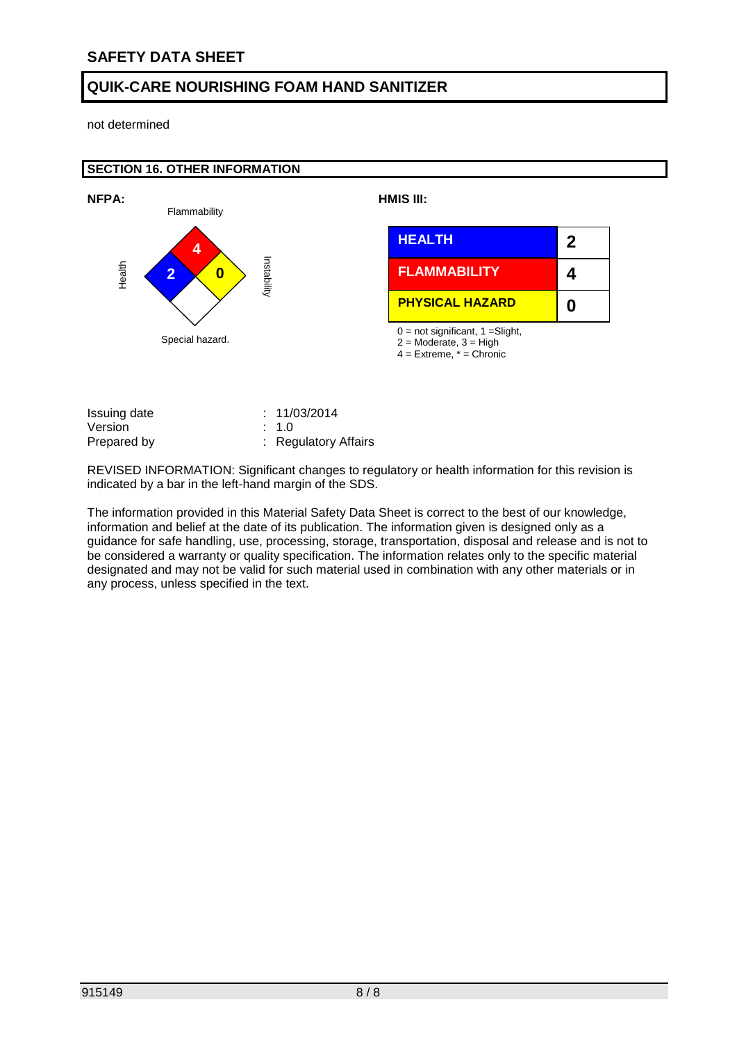## SAFETY DATA SHEET

## QUIK-CARE NOURISHING FOAM HAND SANITIZER

not determined

### SECTION 16. OTHER INFORMATION

**NFPA:**

Flammability

4

Health

2

0

Instability

Special hazard.

**HMIS III:**

| | |
|---|---|
| **HEALTH** | **2** |
| **FLAMMABILITY** | **4** |
| **PHYSICAL HAZARD** | **0** |

0 = not significant, 1 =Slight,
2 = Moderate, 3 = High
4 = Extreme, * = Chronic

| | |
|---|---|
| Issuing date | : 11/03/2014 |
| Version | : 1.0 |
| Prepared by | : Regulatory Affairs |

REVISED INFORMATION: Significant changes to regulatory or health information for this revision is indicated by a bar in the left-hand margin of the SDS.

The information provided in this Material Safety Data Sheet is correct to the best of our knowledge, information and belief at the date of its publication. The information given is designed only as a guidance for safe handling, use, processing, storage, transportation, disposal and release and is not to be considered a warranty or quality specification. The information relates only to the specific material designated and may not be valid for such material used in combination with any other materials or in any process, unless specified in the text.

915149